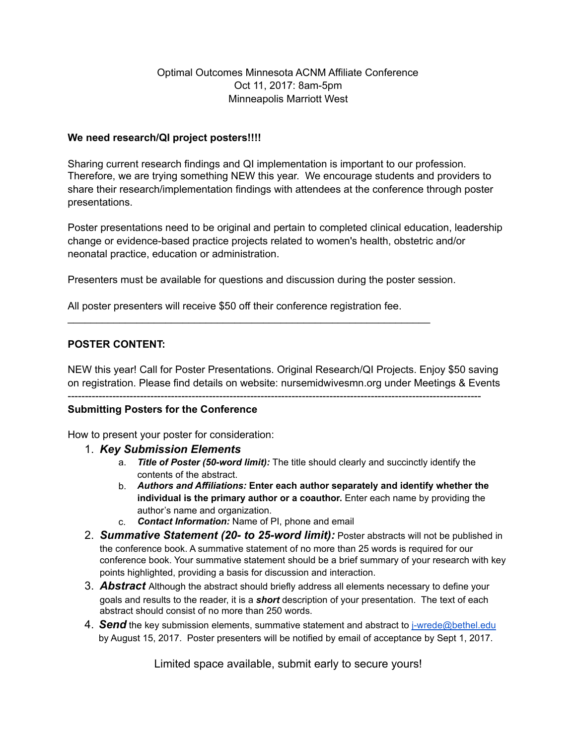Optimal Outcomes Minnesota ACNM Affiliate Conference
Oct 11, 2017: 8am-5pm
Minneapolis Marriott West

**We need research/QI project posters!!!!**

Sharing current research findings and QI implementation is important to our profession. Therefore, we are trying something NEW this year. We encourage students and providers to share their research/implementation findings with attendees at the conference through poster presentations.

Poster presentations need to be original and pertain to completed clinical education, leadership change or evidence-based practice projects related to women's health, obstetric and/or neonatal practice, education or administration.

Presenters must be available for questions and discussion during the poster session.

All poster presenters will receive $50 off their conference registration fee.

---

**POSTER CONTENT:**

NEW this year! Call for Poster Presentations. Original Research/QI Projects. Enjoy $50 saving on registration. Please find details on website: nursemidwivesmn.org under Meetings & Events

---

**Submitting Posters for the Conference**

How to present your poster for consideration:

1. ***Key Submission Elements***
   a. ***Title of Poster (50-word limit):*** The title should clearly and succinctly identify the contents of the abstract.
   b. ***Authors and Affiliations:*** **Enter each author separately and identify whether the individual is the primary author or a coauthor.** Enter each name by providing the author's name and organization.
   c. ***Contact Information:*** Name of PI, phone and email
2. ***Summative Statement (20- to 25-word limit):*** Poster abstracts will not be published in the conference book. A summative statement of no more than 25 words is required for our conference book. Your summative statement should be a brief summary of your research with key points highlighted, providing a basis for discussion and interaction.
3. ***Abstract*** Although the abstract should briefly address all elements necessary to define your goals and results to the reader, it is a ***short*** description of your presentation. The text of each abstract should consist of no more than 250 words.
4. ***Send*** the key submission elements, summative statement and abstract to j-wrede@bethel.edu by August 15, 2017. Poster presenters will be notified by email of acceptance by Sept 1, 2017.

Limited space available, submit early to secure yours!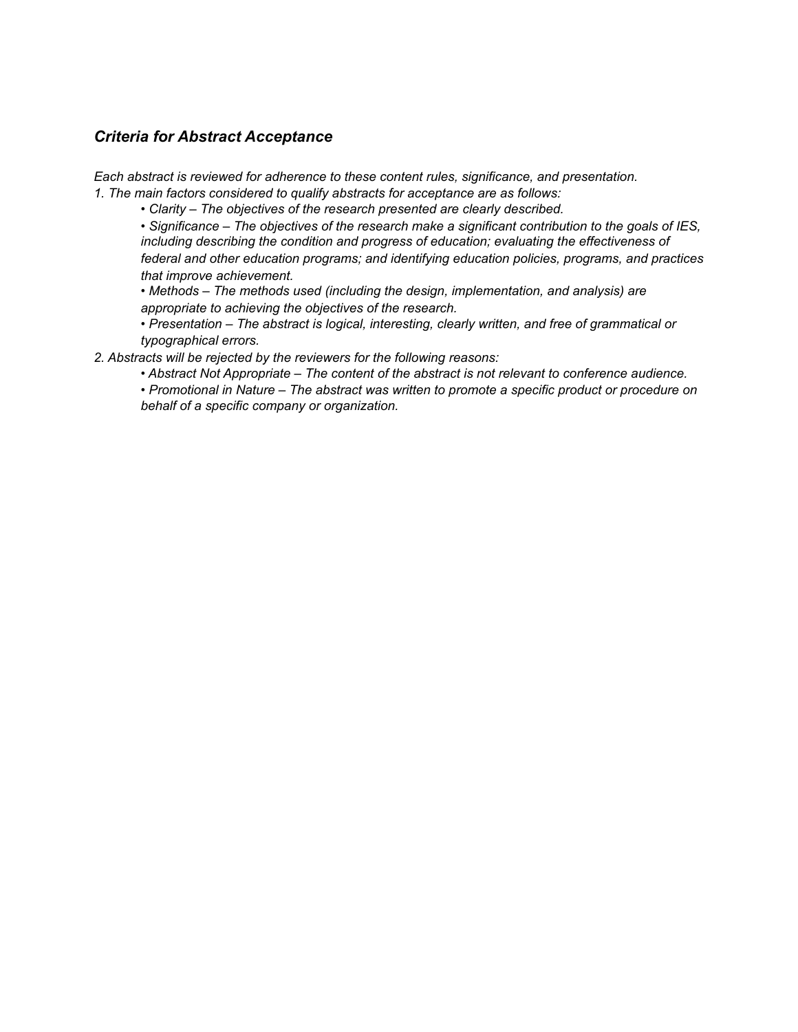## *Criteria for Abstract Acceptance*

*Each abstract is reviewed for adherence to these content rules, significance, and presentation.*

*1. The main factors considered to qualify abstracts for acceptance are as follows:*

- *Clarity – The objectives of the research presented are clearly described.*
- *Significance – The objectives of the research make a significant contribution to the goals of IES, including describing the condition and progress of education; evaluating the effectiveness of federal and other education programs; and identifying education policies, programs, and practices that improve achievement.*
- *Methods – The methods used (including the design, implementation, and analysis) are appropriate to achieving the objectives of the research.*
- *Presentation – The abstract is logical, interesting, clearly written, and free of grammatical or typographical errors.*

*2. Abstracts will be rejected by the reviewers for the following reasons:*

- *Abstract Not Appropriate – The content of the abstract is not relevant to conference audience.*
- *Promotional in Nature – The abstract was written to promote a specific product or procedure on behalf of a specific company or organization.*